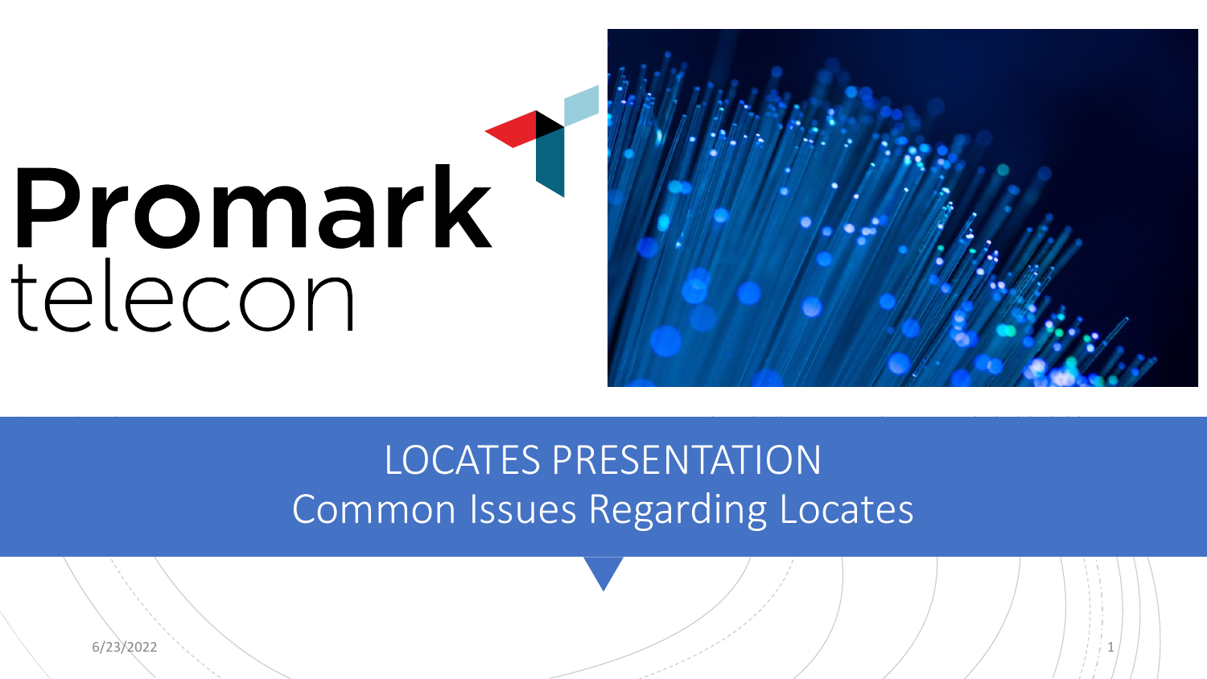Promark telecon

# LOCATES PRESENTATION

## Common Issues Regarding Locates

6/23/2022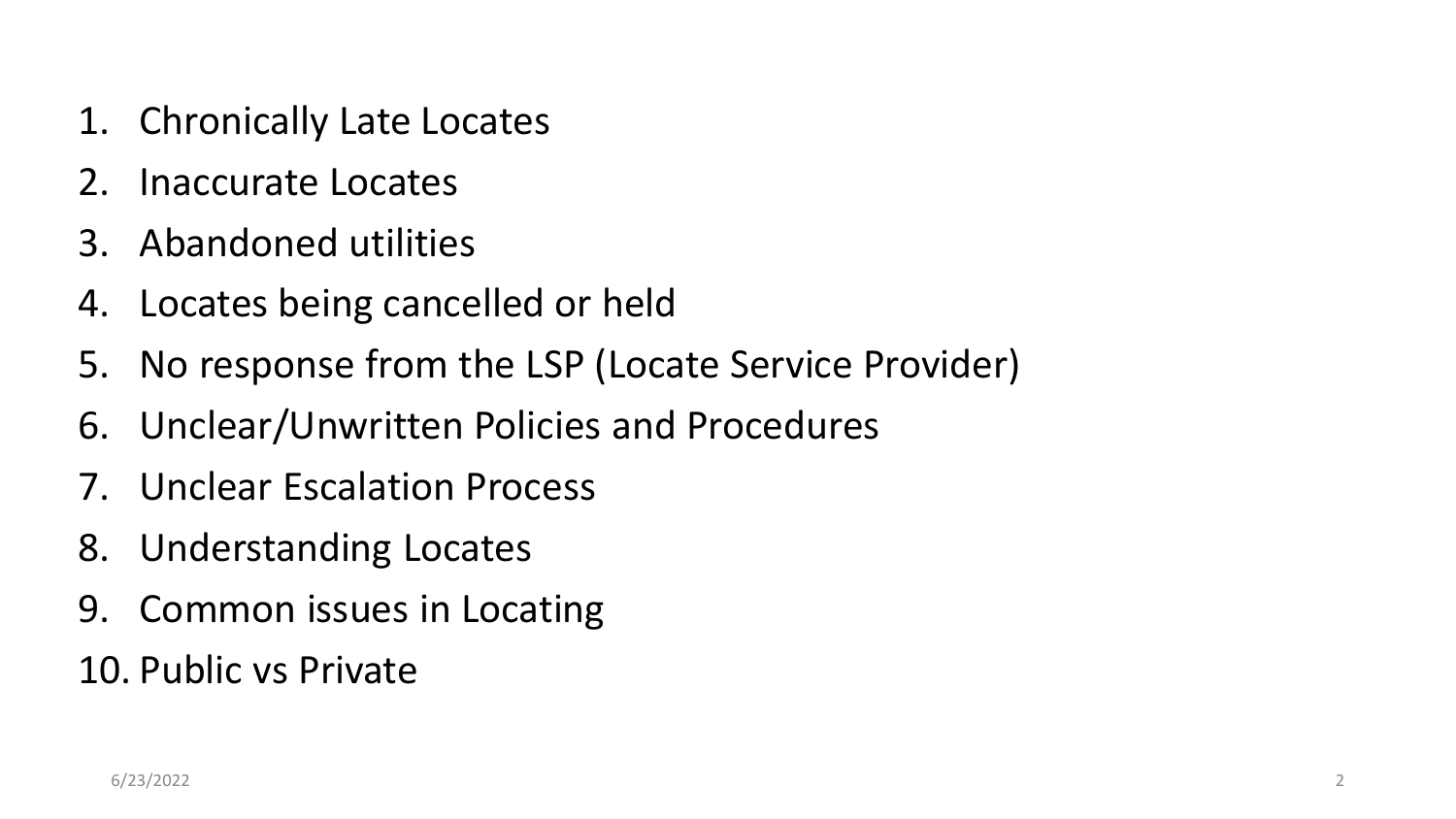1. Chronically Late Locates
2. Inaccurate Locates
3. Abandoned utilities
4. Locates being cancelled or held
5. No response from the LSP (Locate Service Provider)
6. Unclear/Unwritten Policies and Procedures
7. Unclear Escalation Process
8. Understanding Locates
9. Common issues in Locating
10. Public vs Private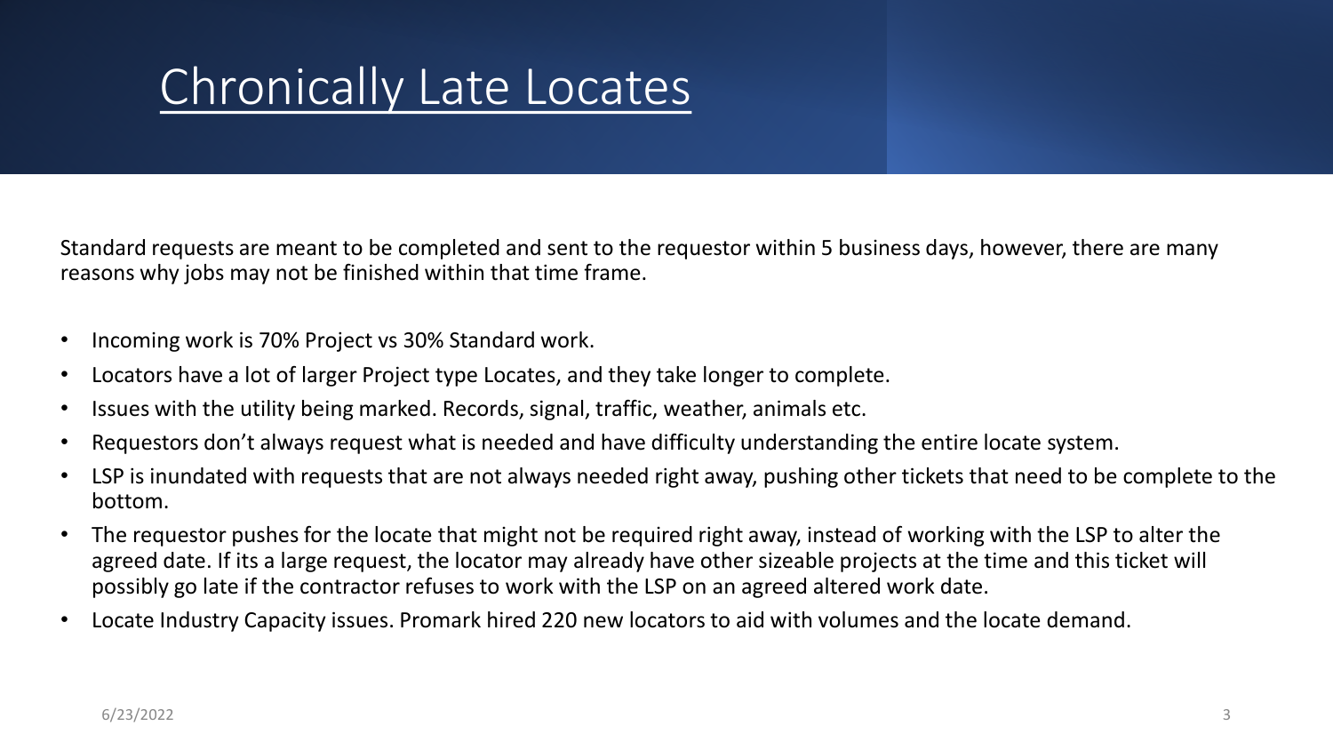# Chronically Late Locates

Standard requests are meant to be completed and sent to the requestor within 5 business days, however, there are many reasons why jobs may not be finished within that time frame.

- Incoming work is 70% Project vs 30% Standard work.
- Locators have a lot of larger Project type Locates, and they take longer to complete.
- Issues with the utility being marked. Records, signal, traffic, weather, animals etc.
- Requestors don't always request what is needed and have difficulty understanding the entire locate system.
- LSP is inundated with requests that are not always needed right away, pushing other tickets that need to be complete to the bottom.
- The requestor pushes for the locate that might not be required right away, instead of working with the LSP to alter the agreed date. If its a large request, the locator may already have other sizeable projects at the time and this ticket will possibly go late if the contractor refuses to work with the LSP on an agreed altered work date.
- Locate Industry Capacity issues. Promark hired 220 new locators to aid with volumes and the locate demand.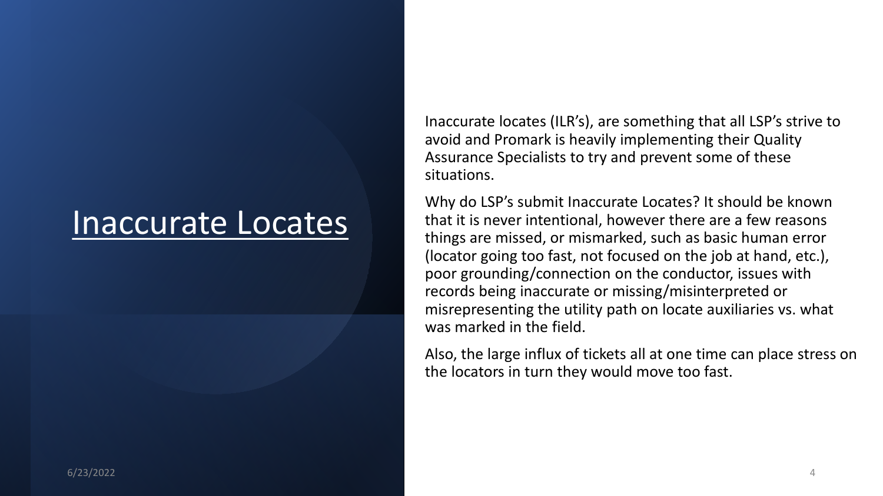# Inaccurate Locates

Inaccurate locates (ILR's), are something that all LSP's strive to avoid and Promark is heavily implementing their Quality Assurance Specialists to try and prevent some of these situations.

Why do LSP's submit Inaccurate Locates? It should be known that it is never intentional, however there are a few reasons things are missed, or mismarked, such as basic human error (locator going too fast, not focused on the job at hand, etc.), poor grounding/connection on the conductor, issues with records being inaccurate or missing/misinterpreted or misrepresenting the utility path on locate auxiliaries vs. what was marked in the field.

Also, the large influx of tickets all at one time can place stress on the locators in turn they would move too fast.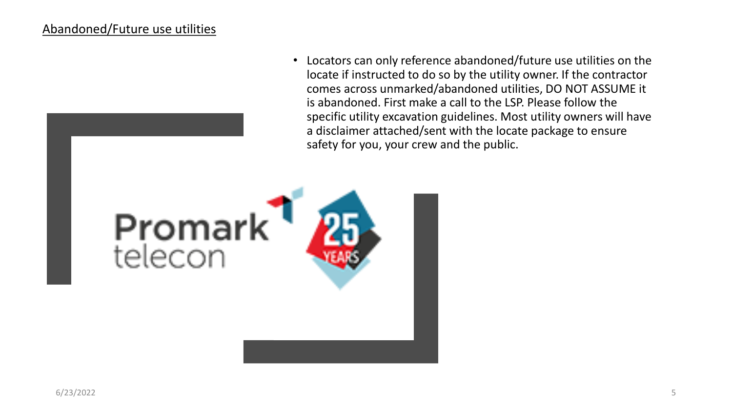## Abandoned/Future use utilities

- Locators can only reference abandoned/future use utilities on the locate if instructed to do so by the utility owner. If the contractor comes across unmarked/abandoned utilities, DO NOT ASSUME it is abandoned. First make a call to the LSP. Please follow the specific utility excavation guidelines. Most utility owners will have a disclaimer attached/sent with the locate package to ensure safety for you, your crew and the public.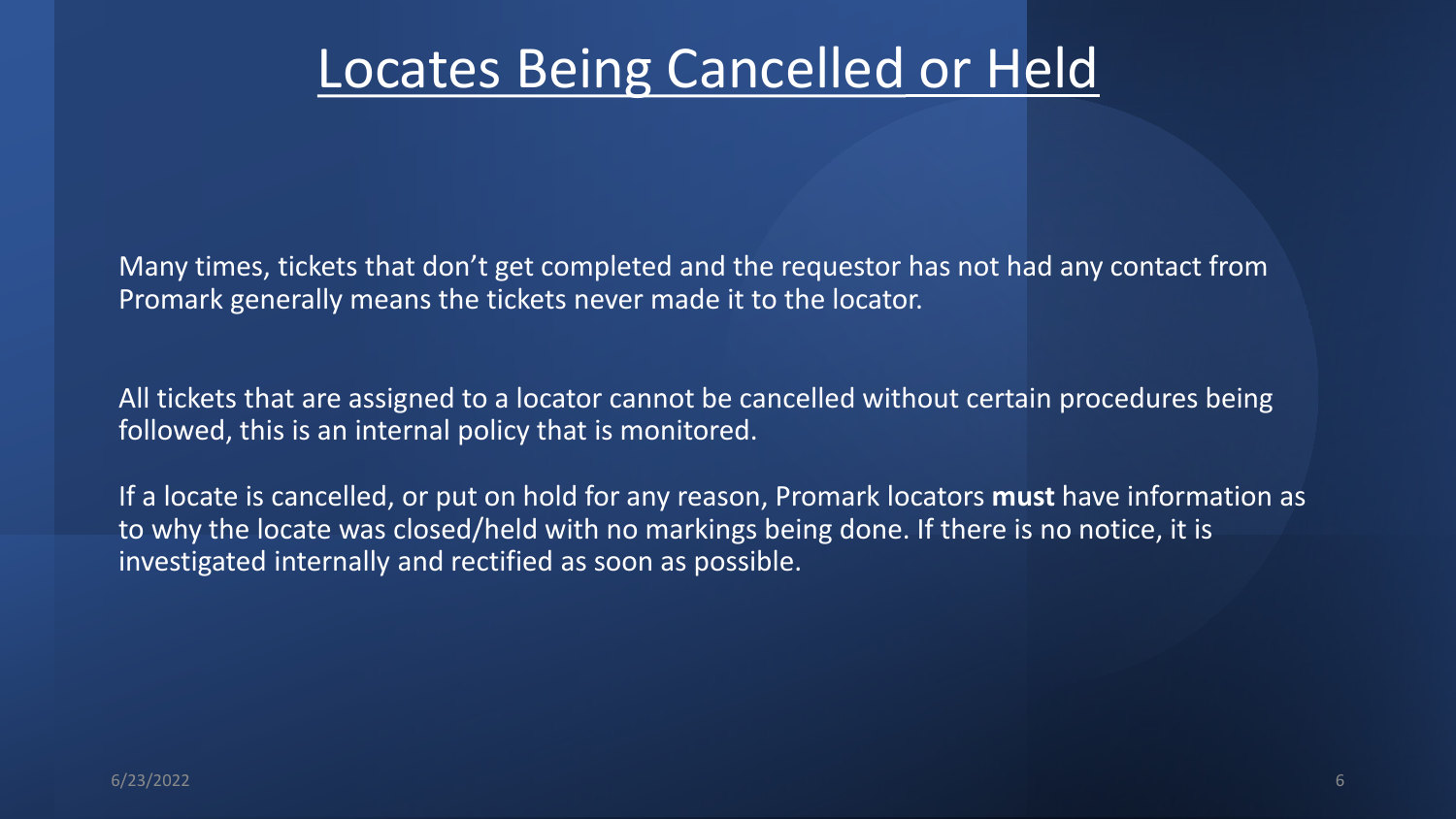# Locates Being Cancelled or Held

Many times, tickets that don't get completed and the requestor has not had any contact from Promark generally means the tickets never made it to the locator.

All tickets that are assigned to a locator cannot be cancelled without certain procedures being followed, this is an internal policy that is monitored.

If a locate is cancelled, or put on hold for any reason, Promark locators **must** have information as to why the locate was closed/held with no markings being done. If there is no notice, it is investigated internally and rectified as soon as possible.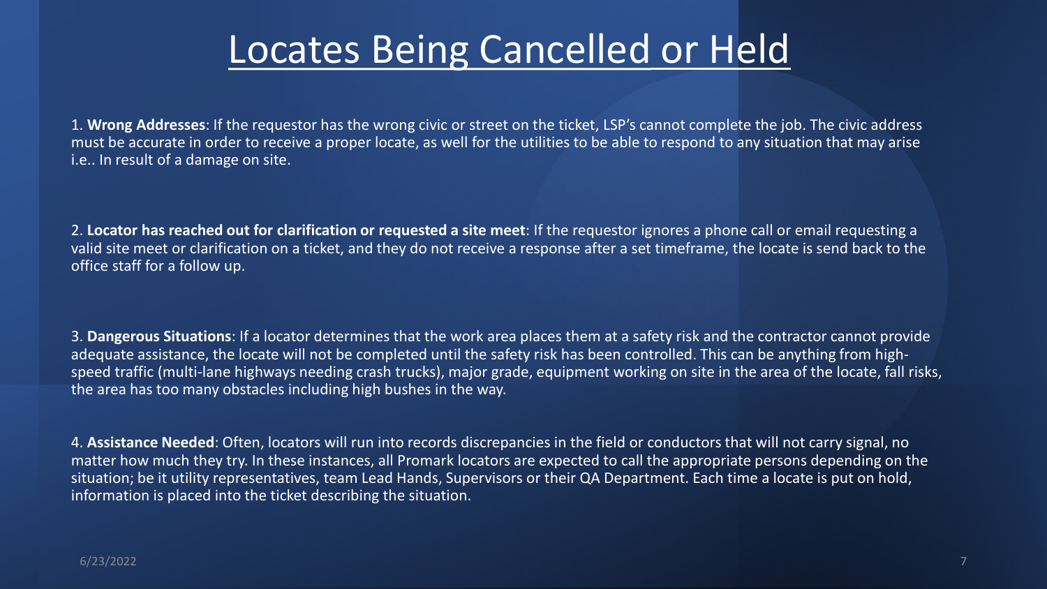# Locates Being Cancelled or Held

1. **Wrong Addresses**: If the requestor has the wrong civic or street on the ticket, LSP's cannot complete the job. The civic address must be accurate in order to receive a proper locate, as well for the utilities to be able to respond to any situation that may arise i.e.. In result of a damage on site.

2. **Locator has reached out for clarification or requested a site meet**: If the requestor ignores a phone call or email requesting a valid site meet or clarification on a ticket, and they do not receive a response after a set timeframe, the locate is send back to the office staff for a follow up.

3. **Dangerous Situations**: If a locator determines that the work area places them at a safety risk and the contractor cannot provide adequate assistance, the locate will not be completed until the safety risk has been controlled. This can be anything from high-speed traffic (multi-lane highways needing crash trucks), major grade, equipment working on site in the area of the locate, fall risks, the area has too many obstacles including high bushes in the way.

4. **Assistance Needed**: Often, locators will run into records discrepancies in the field or conductors that will not carry signal, no matter how much they try. In these instances, all Promark locators are expected to call the appropriate persons depending on the situation; be it utility representatives, team Lead Hands, Supervisors or their QA Department. Each time a locate is put on hold, information is placed into the ticket describing the situation.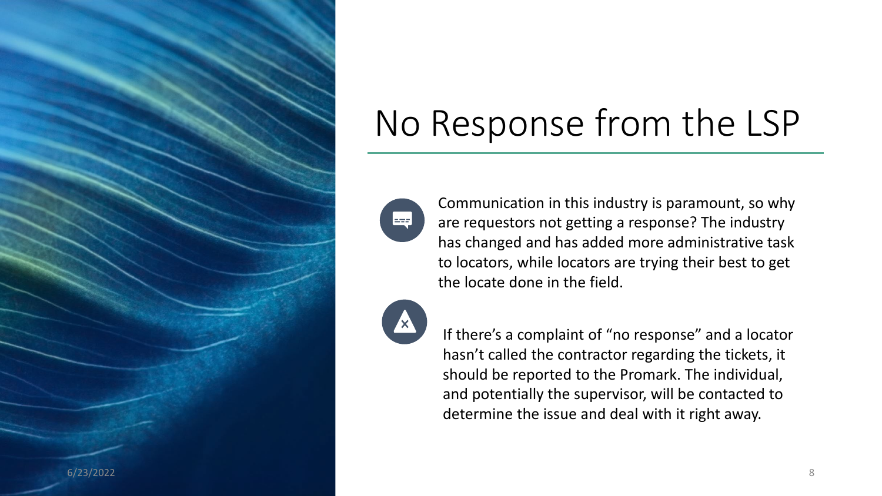# No Response from the LSP

Communication in this industry is paramount, so why are requestors not getting a response? The industry has changed and has added more administrative task to locators, while locators are trying their best to get the locate done in the field.

If there's a complaint of "no response" and a locator hasn't called the contractor regarding the tickets, it should be reported to the Promark. The individual, and potentially the supervisor, will be contacted to determine the issue and deal with it right away.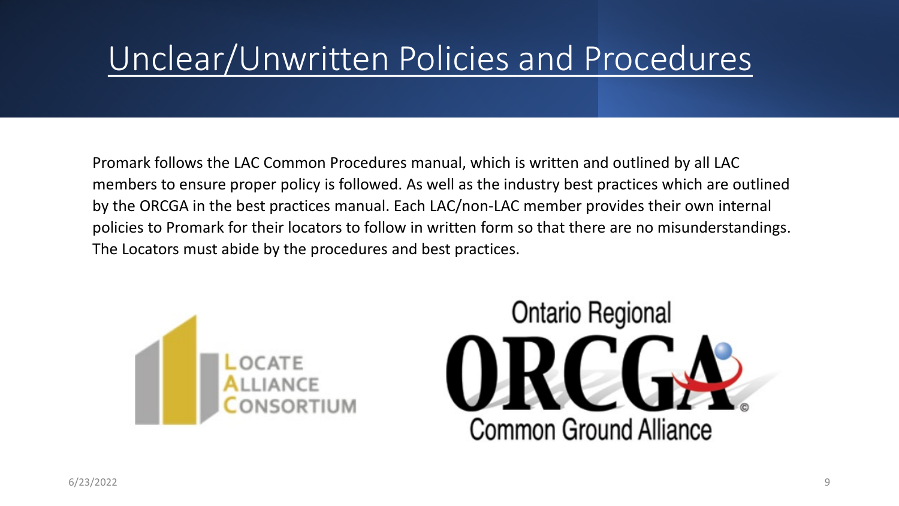# Unclear/Unwritten Policies and Procedures

Promark follows the LAC Common Procedures manual, which is written and outlined by all LAC members to ensure proper policy is followed. As well as the industry best practices which are outlined by the ORCGA in the best practices manual. Each LAC/non-LAC member provides their own internal policies to Promark for their locators to follow in written form so that there are no misunderstandings. The Locators must abide by the procedures and best practices.

Locate Alliance Consortium

Ontario Regional ORCGA Common Ground Alliance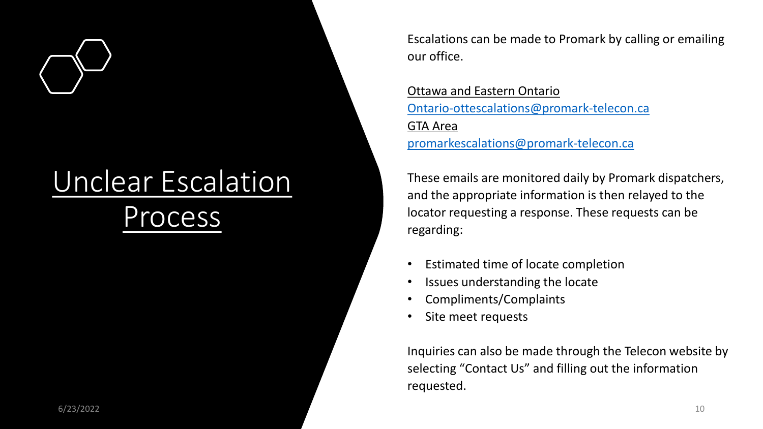# Unclear Escalation Process

Escalations can be made to Promark by calling or emailing our office.

Ottawa and Eastern Ontario
Ontario-ottescalations@promark-telecon.ca
GTA Area
promarkescalations@promark-telecon.ca

These emails are monitored daily by Promark dispatchers, and the appropriate information is then relayed to the locator requesting a response. These requests can be regarding:

- Estimated time of locate completion
- Issues understanding the locate
- Compliments/Complaints
- Site meet requests

Inquiries can also be made through the Telecon website by selecting "Contact Us" and filling out the information requested.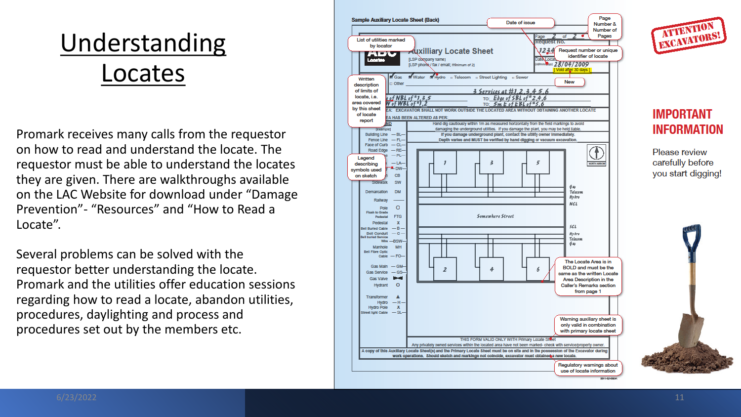# Understanding Locates

Promark receives many calls from the requestor on how to read and understand the locate. The requestor must be able to understand the locates they are given. There are walkthroughs available on the LAC Website for download under “Damage Prevention”- “Resources” and “How to Read a Locate”.

Several problems can be solved with the requestor better understanding the locate. Promark and the utilities offer education sessions regarding how to read a locate, abandon utilities, procedures, daylighting and process and procedures set out by the members etc.

**Sample Auxiliary Locate Sheet (Back)**

- Date of issue
- Page Number & Number of Pages
- List of utilities marked by locator
- Request number or unique identifier of locate
- New
- Written description of limits of locate, i.e. area covered by this sheet of locate report
- Legend describing symbols used on sketch
- The Locate Area is in BOLD and must be the same as the written Locate Area Description in the Caller's Remarks section from page 1
- Warning auxiliary sheet is only valid in combination with primary locate sheet
- Regulatory warnings about use of locate information

ATTENTION EXCAVATORS!

## IMPORTANT INFORMATION

Please review carefully before you start digging!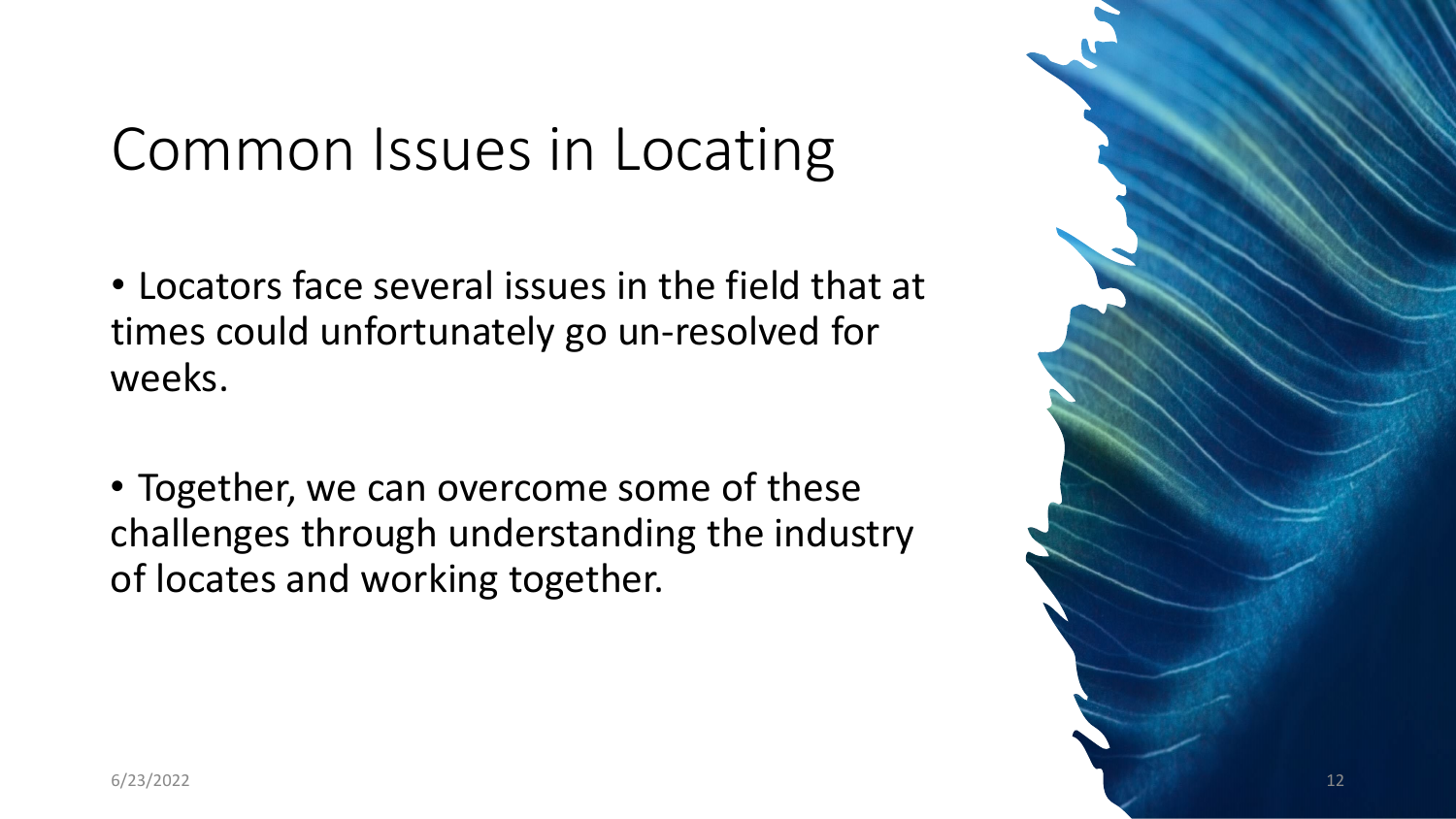# Common Issues in Locating

- Locators face several issues in the field that at times could unfortunately go un-resolved for weeks.

- Together, we can overcome some of these challenges through understanding the industry of locates and working together.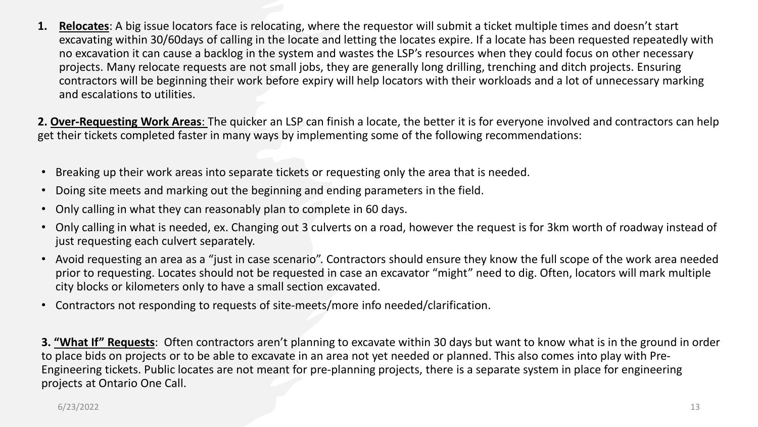1. **Relocates**: A big issue locators face is relocating, where the requestor will submit a ticket multiple times and doesn't start excavating within 30/60days of calling in the locate and letting the locates expire. If a locate has been requested repeatedly with no excavation it can cause a backlog in the system and wastes the LSP's resources when they could focus on other necessary projects. Many relocate requests are not small jobs, they are generally long drilling, trenching and ditch projects. Ensuring contractors will be beginning their work before expiry will help locators with their workloads and a lot of unnecessary marking and escalations to utilities.

**2. Over-Requesting Work Areas**: The quicker an LSP can finish a locate, the better it is for everyone involved and contractors can help get their tickets completed faster in many ways by implementing some of the following recommendations:

- Breaking up their work areas into separate tickets or requesting only the area that is needed.
- Doing site meets and marking out the beginning and ending parameters in the field.
- Only calling in what they can reasonably plan to complete in 60 days.
- Only calling in what is needed, ex. Changing out 3 culverts on a road, however the request is for 3km worth of roadway instead of just requesting each culvert separately.
- Avoid requesting an area as a "just in case scenario". Contractors should ensure they know the full scope of the work area needed prior to requesting. Locates should not be requested in case an excavator "might" need to dig. Often, locators will mark multiple city blocks or kilometers only to have a small section excavated.
- Contractors not responding to requests of site-meets/more info needed/clarification.

**3. "What If" Requests**: Often contractors aren't planning to excavate within 30 days but want to know what is in the ground in order to place bids on projects or to be able to excavate in an area not yet needed or planned. This also comes into play with Pre-Engineering tickets. Public locates are not meant for pre-planning projects, there is a separate system in place for engineering projects at Ontario One Call.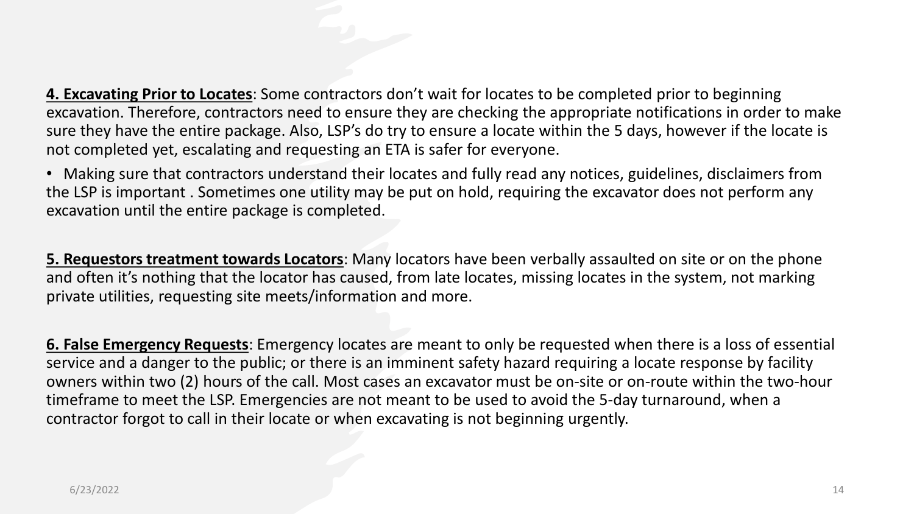**4. Excavating Prior to Locates**: Some contractors don't wait for locates to be completed prior to beginning excavation. Therefore, contractors need to ensure they are checking the appropriate notifications in order to make sure they have the entire package. Also, LSP's do try to ensure a locate within the 5 days, however if the locate is not completed yet, escalating and requesting an ETA is safer for everyone.

- Making sure that contractors understand their locates and fully read any notices, guidelines, disclaimers from the LSP is important . Sometimes one utility may be put on hold, requiring the excavator does not perform any excavation until the entire package is completed.

**5. Requestors treatment towards Locators**: Many locators have been verbally assaulted on site or on the phone and often it's nothing that the locator has caused, from late locates, missing locates in the system, not marking private utilities, requesting site meets/information and more.

**6. False Emergency Requests**: Emergency locates are meant to only be requested when there is a loss of essential service and a danger to the public; or there is an imminent safety hazard requiring a locate response by facility owners within two (2) hours of the call. Most cases an excavator must be on-site or on-route within the two-hour timeframe to meet the LSP. Emergencies are not meant to be used to avoid the 5-day turnaround, when a contractor forgot to call in their locate or when excavating is not beginning urgently.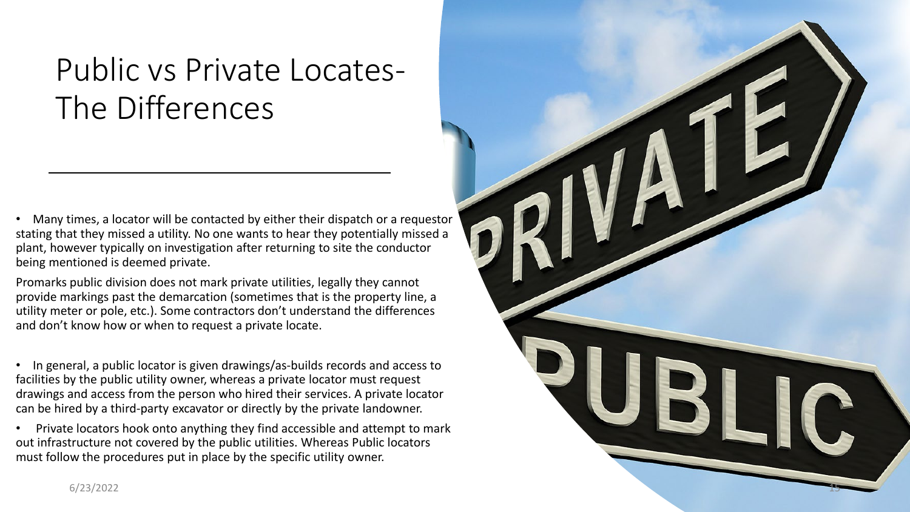# Public vs Private Locates- The Differences

- Many times, a locator will be contacted by either their dispatch or a requestor stating that they missed a utility. No one wants to hear they potentially missed a plant, however typically on investigation after returning to site the conductor being mentioned is deemed private.

Promarks public division does not mark private utilities, legally they cannot provide markings past the demarcation (sometimes that is the property line, a utility meter or pole, etc.). Some contractors don't understand the differences and don't know how or when to request a private locate.

- In general, a public locator is given drawings/as-builds records and access to facilities by the public utility owner, whereas a private locator must request drawings and access from the person who hired their services. A private locator can be hired by a third-party excavator or directly by the private landowner.
- Private locators hook onto anything they find accessible and attempt to mark out infrastructure not covered by the public utilities. Whereas Public locators must follow the procedures put in place by the specific utility owner.